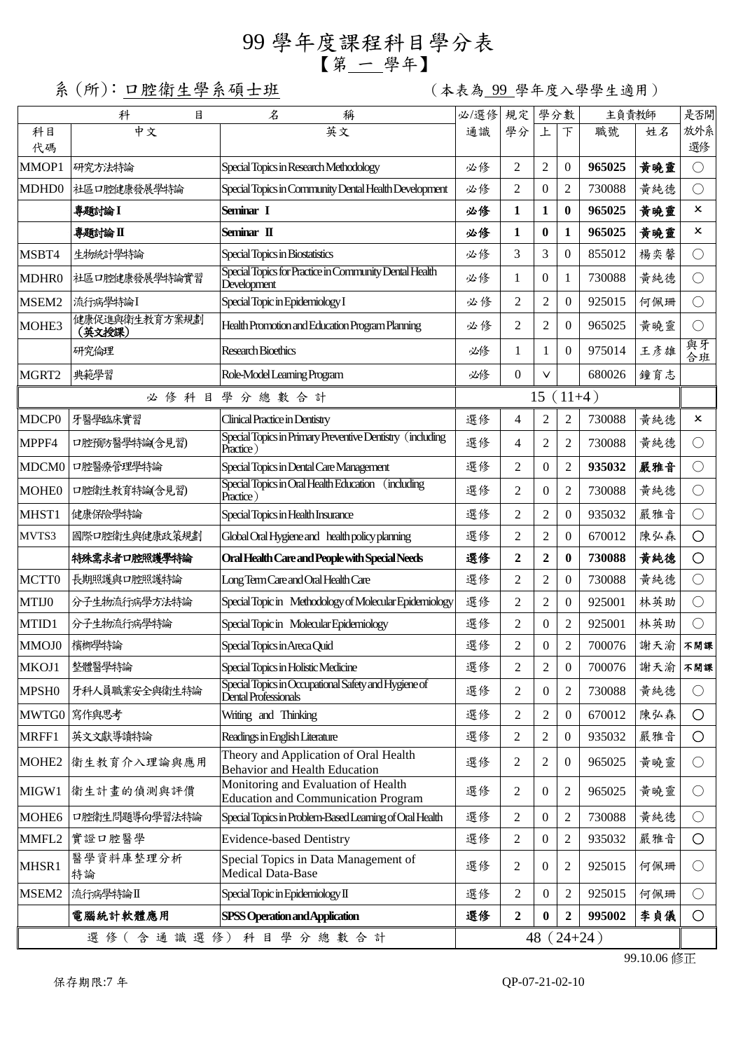# 99 學年度課程科目學分表
## 【第 一 學年】

系(所)：口腔衛生學系碩士班　　　　（本表為 99 學年度入學學生適用）

| 科目代碼 | 科目名稱 中文 | 英文 | 必/選修 通識 | 規定學分 | 學分數 上 | 學分數 下 | 主負責教師 職號 | 主負責教師 姓名 | 是否開放外系選修 |
|---|---|---|---|---|---|---|---|---|---|
| MMOP1 | 研究方法特論 | Special Topics in Research Methodology | 必修 | 2 | 2 | 0 | **965025** | **黃曉靈** | ○ |
| MDHD0 | 社區口腔健康發展學特論 | Special Topics in Community Dental Health Development | 必修 | 2 | 0 | 2 | 730088 | 黃純德 | ○ |
| | **專題討論 I** | **Seminar I** | **必修** | **1** | **1** | **0** | **965025** | **黃曉靈** | × |
| | **專題討論 II** | **Seminar II** | **必修** | **1** | **0** | **1** | **965025** | **黃曉靈** | × |
| MSBT4 | 生物統計學特論 | Special Topics in Biostatistics | 必修 | 3 | 3 | 0 | 855012 | 楊奕馨 | ○ |
| MDHR0 | 社區口腔健康發展學特論實習 | Special Topics for Practice in Community Dental Health Development | 必修 | 1 | 0 | 1 | 730088 | 黃純德 | ○ |
| MSEM2 | 流行病學特論I | Special Topic in Epidemiology I | 必修 | 2 | 2 | 0 | 925015 | 何佩珊 | ○ |
| MOHE3 | 健康促進與衛生教育方案規劃（英文授課） | Health Promotion and Education Program Planning | 必修 | 2 | 2 | 0 | 965025 | 黃曉靈 | ○ |
| | 研究倫理 | Research Bioethics | 必修 | 1 | 1 | 0 | 975014 | 王彥雄 | 與牙合班 |
| MGRT2 | 典範學習 | Role-Model Learning Program | 必修 | 0 | V | | 680026 | 鐘育志 | |
| | 必修科目學分總數合計 | | 15（11+4） | | | | | | |
| MDCP0 | 牙醫學臨床實習 | Clinical Practice in Dentistry | 選修 | 4 | 2 | 2 | 730088 | 黃純德 | × |
| MPPF4 | 口腔預防醫學特論(含見習) | Special Topics in Primary Preventive Dentistry （including Practice） | 選修 | 4 | 2 | 2 | 730088 | 黃純德 | ○ |
| MDCM0 | 口腔醫療管理學特論 | Special Topics in Dental Care Management | 選修 | 2 | 0 | 2 | **935032** | **嚴雅音** | ○ |
| MOHE0 | 口腔衛生教育特論(含見習) | Special Topics in Oral Health Education （including Practice） | 選修 | 2 | 0 | 2 | 730088 | 黃純德 | ○ |
| MHST1 | 健康保險學特論 | Special Topics in Health Insurance | 選修 | 2 | 2 | 0 | 935032 | 嚴雅音 | ○ |
| MVTS3 | 國際口腔衛生與健康政策規劃 | Global Oral Hygiene and health policy planning | 選修 | 2 | 2 | 0 | 670012 | 陳弘森 | ○ |
| | **特殊需求者口腔照護學特論** | **Oral Health Care and People with Special Needs** | **選修** | **2** | **2** | **0** | **730088** | **黃純德** | ○ |
| MCTT0 | 長期照護與口腔照護特論 | Long Term Care and Oral Health Care | 選修 | 2 | 2 | 0 | 730088 | 黃純德 | ○ |
| MTIJ0 | 分子生物流行病學方法特論 | Special Topic in Methodology of Molecular Epidemiology | 選修 | 2 | 2 | 0 | 925001 | 林英助 | ○ |
| MTID1 | 分子生物流行病學特論 | Special Topic in Molecular Epidemiology | 選修 | 2 | 0 | 2 | 925001 | 林英助 | ○ |
| MMOJ0 | 檳榔學特論 | Special Topics in Areca Quid | 選修 | 2 | 0 | 2 | 700076 | 謝天渝 | 不開課 |
| MKOJ1 | 整體醫學特論 | Special Topics in Holistic Medicine | 選修 | 2 | 2 | 0 | 700076 | 謝天渝 | 不開課 |
| MPSH0 | 牙科人員職業安全與衛生特論 | Special Topics in Occupational Safety and Hygiene of Dental Professionals | 選修 | 2 | 0 | 2 | 730088 | 黃純德 | ○ |
| MWTG0 | 寫作與思考 | Writing and Thinking | 選修 | 2 | 2 | 0 | 670012 | 陳弘森 | ○ |
| MRFF1 | 英文文獻導讀特論 | Readings in English Literature | 選修 | 2 | 2 | 0 | 935032 | 嚴雅音 | ○ |
| MOHE2 | 衛生教育介入理論與應用 | Theory and Application of Oral Health Behavior and Health Education | 選修 | 2 | 2 | 0 | 965025 | 黃曉靈 | ○ |
| MIGW1 | 衛生計畫的偵測與評價 | Monitoring and Evaluation of Health Education and Communication Program | 選修 | 2 | 0 | 2 | 965025 | 黃曉靈 | ○ |
| MOHE6 | 口腔衛生問題導向學習法特論 | Special Topics in Problem-Based Learning of Oral Health | 選修 | 2 | 0 | 2 | 730088 | 黃純德 | ○ |
| MMFL2 | 實證口腔醫學 | Evidence-based Dentistry | 選修 | 2 | 0 | 2 | 935032 | 嚴雅音 | ○ |
| MHSR1 | 醫學資料庫整理分析特論 | Special Topics in Data Management of Medical Data-Base | 選修 | 2 | 0 | 2 | 925015 | 何佩珊 | ○ |
| MSEM2 | 流行病學特論II | Special Topic in Epidemiology II | 選修 | 2 | 0 | 2 | 925015 | 何佩珊 | ○ |
| | **電腦統計軟體應用** | **SPSS Operation and Application** | **選修** | **2** | **0** | **2** | **995002** | **李貞儀** | ○ |
| | 選修（含通識選修）科目學分總數合計 | | 48（24+24） | | | | | | |

99.10.06 修正

保存期限:7 年　　　　QP-07-21-02-10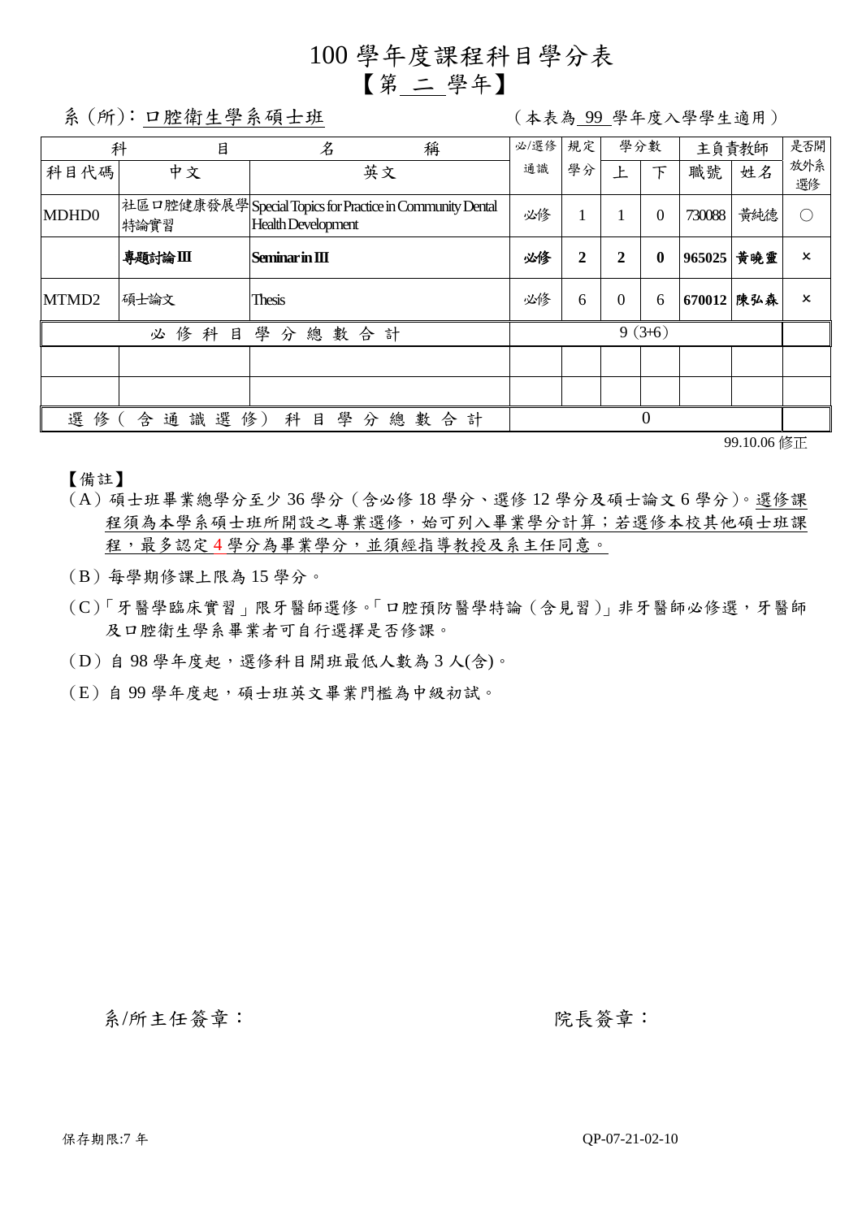# 100 學年度課程科目學分表
## 【第 二 學年】

系（所）：口腔衛生學系碩士班　　　　　（本表為 99 學年度入學學生適用）

| 科目 | | 名稱 | 必/選修 通識 | 規定 學分 | 學分數 | | 主負責教師 | | 是否開放外系選修 |
|---|---|---|---|---|---|---|---|---|---|
| 科目代碼 | 中文 | 英文 | | | 上 | 下 | 職號 | 姓名 | |
| MDHD0 | 社區口腔健康發展學特論實習 | Special Topics for Practice in Community Dental Health Development | 必修 | 1 | 1 | 0 | 730088 | 黃純德 | ○ |
| | **專題討論 III** | **Seminar in III** | **必修** | **2** | **2** | **0** | **965025** | **黃曉靈** | × |
| MTMD2 | 碩士論文 | Thesis | 必修 | 6 | 0 | 6 | 670012 | 陳弘森 | × |
| 必修科目學分總數合計 | | | 9 (3+6) | | | | | | |
| | | | | | | | | | |
| | | | | | | | | | |
| 選修（含通識選修）科目學分總數合計 | | | 0 | | | | | | |

99.10.06 修正

【備註】

（A）碩士班畢業總學分至少 36 學分（含必修 18 學分、選修 12 學分及碩士論文 6 學分）。選修課程須為本學系碩士班所開設之專業選修，始可列入畢業學分計算；若選修本校其他碩士班課程，最多認定 4 學分為畢業學分，並須經指導教授及系主任同意。

（B）每學期修課上限為 15 學分。

（C）「牙醫學臨床實習」限牙醫師選修。「口腔預防醫學特論（含見習）」非牙醫師必修選，牙醫師及口腔衛生學系畢業者可自行選擇是否修課。

（D）自 98 學年度起，選修科目開班最低人數為 3 人(含)。

（E）自 99 學年度起，碩士班英文畢業門檻為中級初試。

系/所主任簽章：　　　　　　　　　　院長簽章：

保存期限:7 年　　　　　　　　　　QP-07-21-02-10